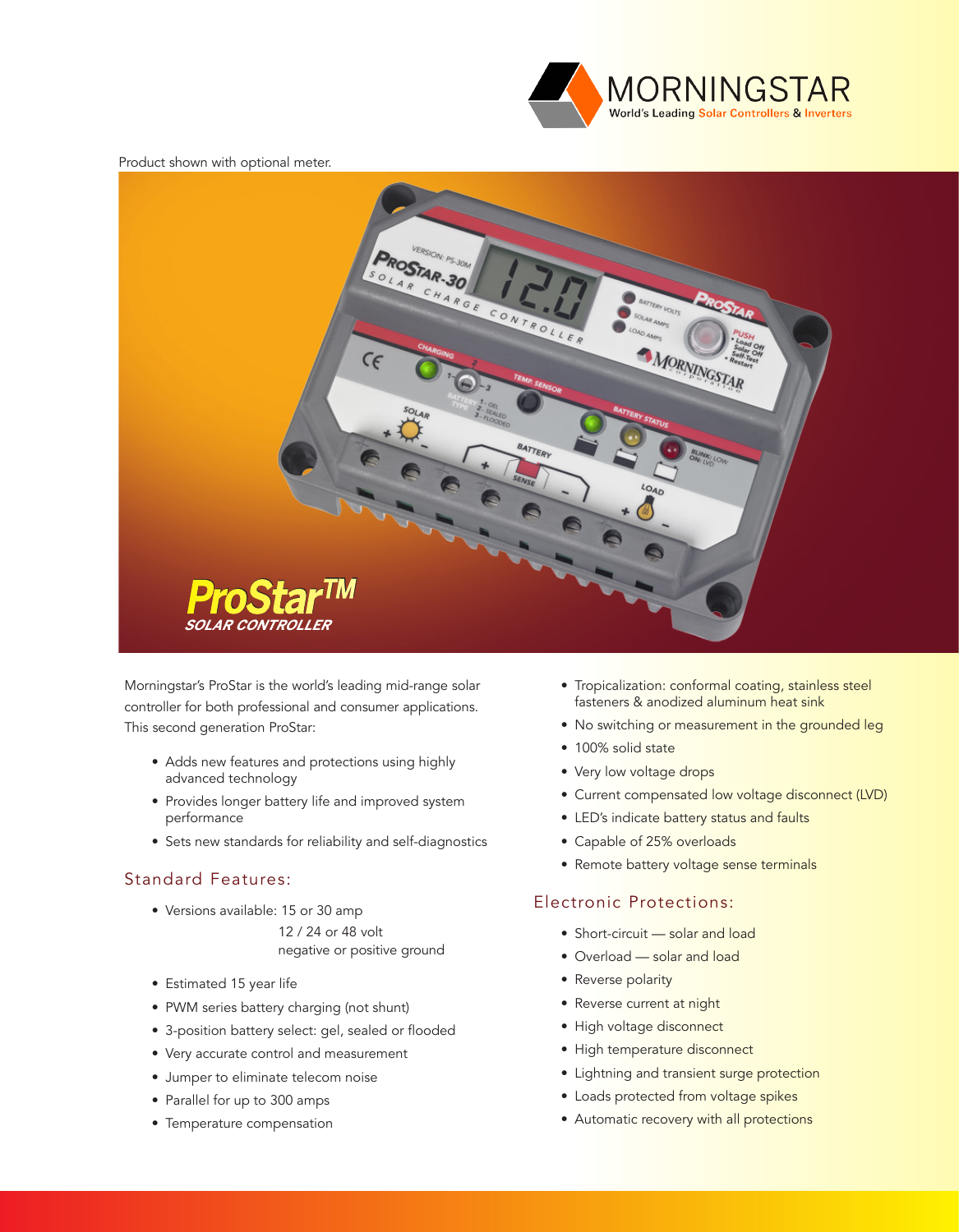MORNINGSTAR
World's Leading Solar Controllers & Inverters

Product shown with optional meter.

# ProStar™
## SOLAR CONTROLLER

Morningstar's ProStar is the world's leading mid-range solar controller for both professional and consumer applications. This second generation ProStar:

- Adds new features and protections using highly advanced technology
- Provides longer battery life and improved system performance
- Sets new standards for reliability and self-diagnostics

## Standard Features:

- Versions available: 15 or 30 amp
  12 / 24 or 48 volt
  negative or positive ground
- Estimated 15 year life
- PWM series battery charging (not shunt)
- 3-position battery select: gel, sealed or flooded
- Very accurate control and measurement
- Jumper to eliminate telecom noise
- Parallel for up to 300 amps
- Temperature compensation
- Tropicalization: conformal coating, stainless steel fasteners & anodized aluminum heat sink
- No switching or measurement in the grounded leg
- 100% solid state
- Very low voltage drops
- Current compensated low voltage disconnect (LVD)
- LED's indicate battery status and faults
- Capable of 25% overloads
- Remote battery voltage sense terminals

## Electronic Protections:

- Short-circuit — solar and load
- Overload — solar and load
- Reverse polarity
- Reverse current at night
- High voltage disconnect
- High temperature disconnect
- Lightning and transient surge protection
- Loads protected from voltage spikes
- Automatic recovery with all protections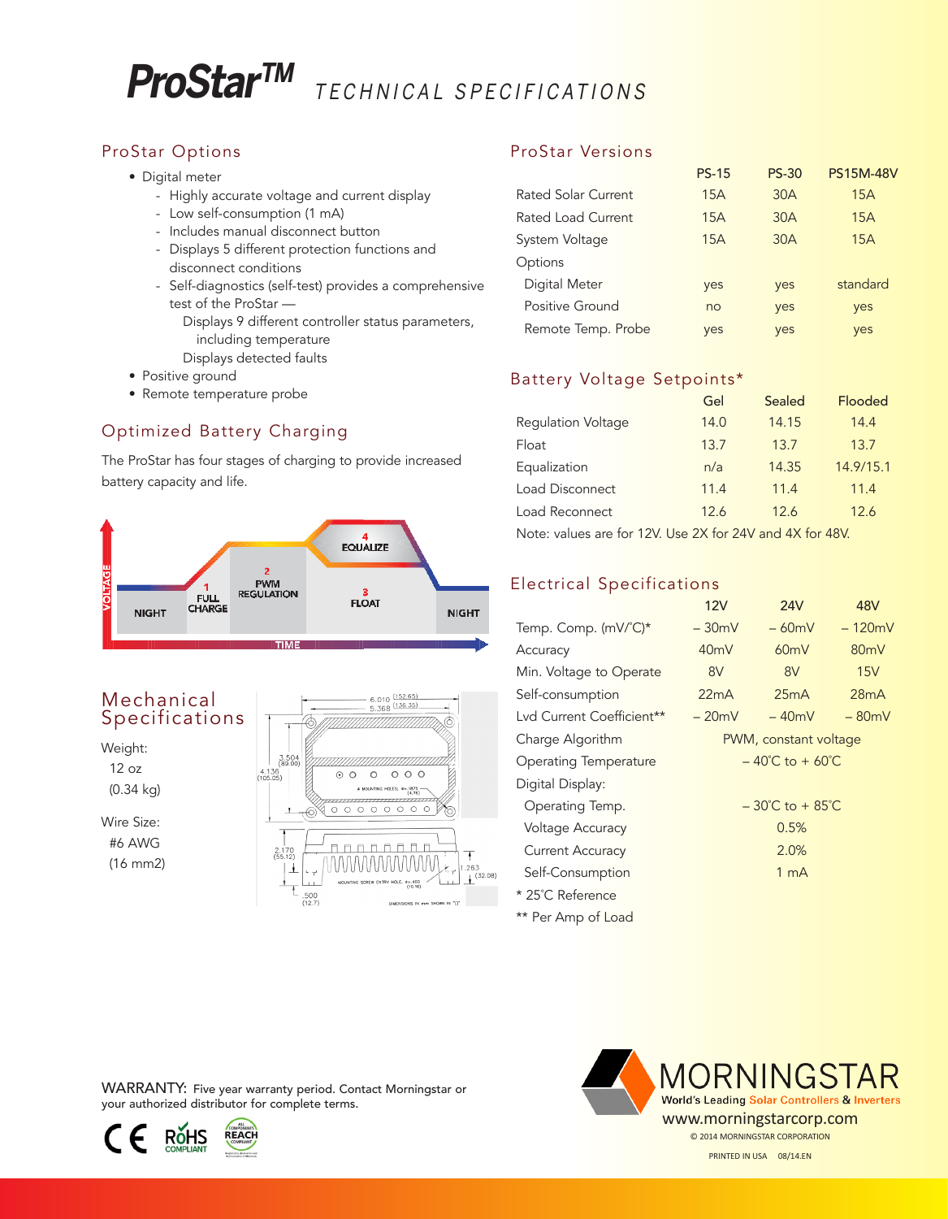# ProStar™ TECHNICAL SPECIFICATIONS

## ProStar Options

- Digital meter
  - Highly accurate voltage and current display
  - Low self-consumption (1 mA)
  - Includes manual disconnect button
  - Displays 5 different protection functions and disconnect conditions
  - Self-diagnostics (self-test) provides a comprehensive test of the ProStar —
    - Displays 9 different controller status parameters, including temperature
    - Displays detected faults
- Positive ground
- Remote temperature probe

## Optimized Battery Charging

The ProStar has four stages of charging to provide increased battery capacity and life.

VOLTAGE
NIGHT
1 FULL CHARGE
2 PWM REGULATION
3 FLOAT
4 EQUALIZE
NIGHT
TIME

## Mechanical Specifications

Weight:
12 oz
(0.34 kg)

Wire Size:
#6 AWG
(16 mm2)

6.010 (152.65)
5.368 (136.35)
3.504 (89.00)
4.136 (105.05)
4 MOUNTING HOLES: ø=.1875 (4.76)
2.170 (55.12)
1.263 (32.08)
MOUNTING SCREW ENTRY HOLE: ø=.400 (10.16)
.500 (12.7)
DIMENSIONS IN mm SHOWN IN "()"

## ProStar Versions

| | PS-15 | PS-30 | PS15M-48V |
|---|---|---|---|
| Rated Solar Current | 15A | 30A | 15A |
| Rated Load Current | 15A | 30A | 15A |
| System Voltage | 15A | 30A | 15A |
| Options | | | |
| Digital Meter | yes | yes | standard |
| Positive Ground | no | yes | yes |
| Remote Temp. Probe | yes | yes | yes |

## Battery Voltage Setpoints*

| | Gel | Sealed | Flooded |
|---|---|---|---|
| Regulation Voltage | 14.0 | 14.15 | 14.4 |
| Float | 13.7 | 13.7 | 13.7 |
| Equalization | n/a | 14.35 | 14.9/15.1 |
| Load Disconnect | 11.4 | 11.4 | 11.4 |
| Load Reconnect | 12.6 | 12.6 | 12.6 |

Note: values are for 12V. Use 2X for 24V and 4X for 48V.

## Electrical Specifications

| | 12V | 24V | 48V |
|---|---|---|---|
| Temp. Comp. (mV/˚C)* | – 30mV | – 60mV | – 120mV |
| Accuracy | 40mV | 60mV | 80mV |
| Min. Voltage to Operate | 8V | 8V | 15V |
| Self-consumption | 22mA | 25mA | 28mA |
| Lvd Current Coefficient** | – 20mV | – 40mV | – 80mV |
| Charge Algorithm | PWM, constant voltage | | |
| Operating Temperature | – 40˚C to + 60˚C | | |
| Digital Display: | | | |
| Operating Temp. | – 30˚C to + 85˚C | | |
| Voltage Accuracy | 0.5% | | |
| Current Accuracy | 2.0% | | |
| Self-Consumption | 1 mA | | |

* 25˚C Reference

** Per Amp of Load

WARRANTY: Five year warranty period. Contact Morningstar or your authorized distributor for complete terms.

CE RoHS COMPLIANT REACH COMPLIANT

MORNINGSTAR
World's Leading Solar Controllers & Inverters
www.morningstarcorp.com
© 2014 MORNINGSTAR CORPORATION
PRINTED IN USA 08/14.EN